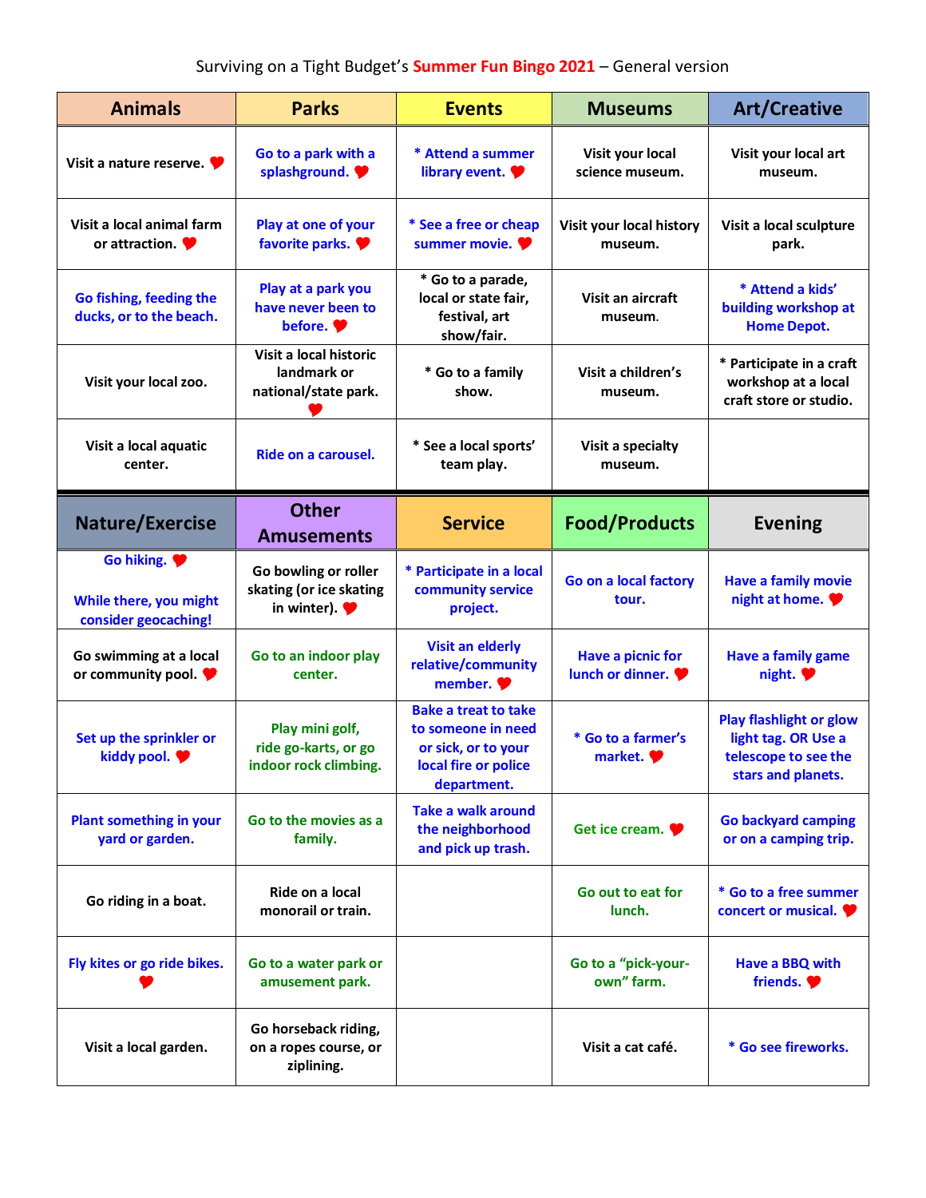Surviving on a Tight Budget's **Summer Fun Bingo 2021** – General version

| Animals | Parks | Events | Museums | Art/Creative |
|---|---|---|---|---|
| Visit a nature reserve. ❤ | Go to a park with a splashground. ❤ | * Attend a summer library event. ❤ | Visit your local science museum. | Visit your local art museum. |
| Visit a local animal farm or attraction. ❤ | Play at one of your favorite parks. ❤ | * See a free or cheap summer movie. ❤ | Visit your local history museum. | Visit a local sculpture park. |
| Go fishing, feeding the ducks, or to the beach. | Play at a park you have never been to before. ❤ | * Go to a parade, local or state fair, festival, art show/fair. | Visit an aircraft museum. | * Attend a kids' building workshop at Home Depot. |
| Visit your local zoo. | Visit a local historic landmark or national/state park. ❤ | * Go to a family show. | Visit a children's museum. | * Participate in a craft workshop at a local craft store or studio. |
| Visit a local aquatic center. | Ride on a carousel. | * See a local sports' team play. | Visit a specialty museum. | |

| Nature/Exercise | Other Amusements | Service | Food/Products | Evening |
|---|---|---|---|---|
| Go hiking. ❤ While there, you might consider geocaching! | Go bowling or roller skating (or ice skating in winter). ❤ | * Participate in a local community service project. | Go on a local factory tour. | Have a family movie night at home. ❤ |
| Go swimming at a local or community pool. ❤ | Go to an indoor play center. | Visit an elderly relative/community member. ❤ | Have a picnic for lunch or dinner. ❤ | Have a family game night. ❤ |
| Set up the sprinkler or kiddy pool. ❤ | Play mini golf, ride go-karts, or go indoor rock climbing. | Bake a treat to take to someone in need or sick, or to your local fire or police department. | * Go to a farmer's market. ❤ | Play flashlight or glow light tag. OR Use a telescope to see the stars and planets. |
| Plant something in your yard or garden. | Go to the movies as a family. | Take a walk around the neighborhood and pick up trash. | Get ice cream. ❤ | Go backyard camping or on a camping trip. |
| Go riding in a boat. | Ride on a local monorail or train. | | Go out to eat for lunch. | * Go to a free summer concert or musical. ❤ |
| Fly kites or go ride bikes. ❤ | Go to a water park or amusement park. | | Go to a "pick-your-own" farm. | Have a BBQ with friends. ❤ |
| Visit a local garden. | Go horseback riding, on a ropes course, or ziplining. | | Visit a cat café. | * Go see fireworks. |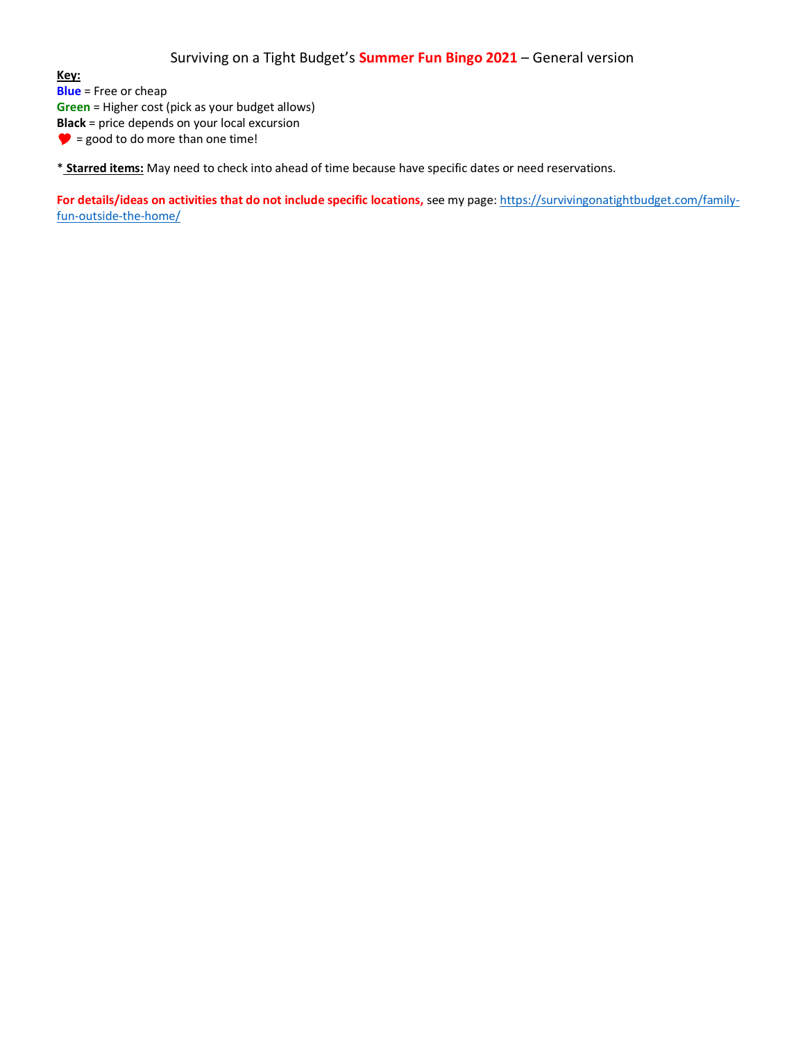Surviving on a Tight Budget's **Summer Fun Bingo 2021** – General version

**Key:**

**Blue** = Free or cheap

**Green** = Higher cost (pick as your budget allows)

**Black** = price depends on your local excursion

♥ = good to do more than one time!

* **Starred items:** May need to check into ahead of time because have specific dates or need reservations.

**For details/ideas on activities that do not include specific locations,** see my page: https://survivingonatightbudget.com/family-fun-outside-the-home/